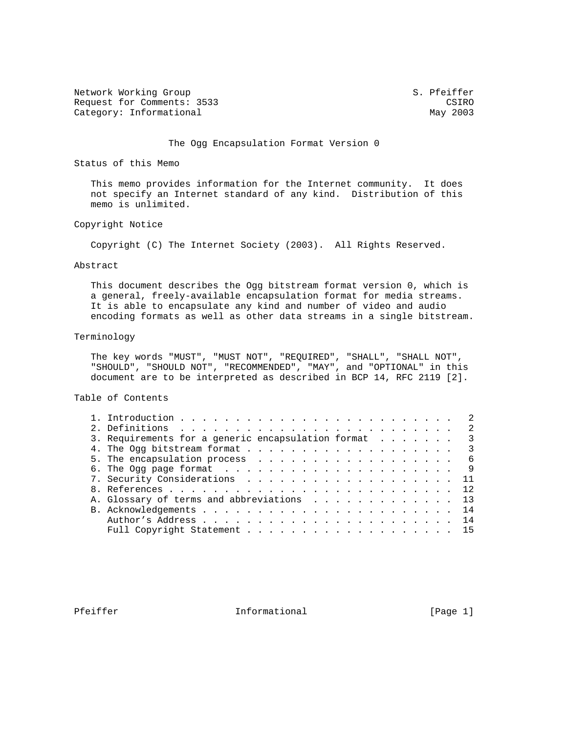Network Working Group S. Pfeiffer
Request for Comments: 3533 CSIRO
Category: Informational May 2003

# The Ogg Encapsulation Format Version 0

## Status of this Memo

This memo provides information for the Internet community. It does not specify an Internet standard of any kind. Distribution of this memo is unlimited.

## Copyright Notice

Copyright (C) The Internet Society (2003). All Rights Reserved.

## Abstract

This document describes the Ogg bitstream format version 0, which is a general, freely-available encapsulation format for media streams. It is able to encapsulate any kind and number of video and audio encoding formats as well as other data streams in a single bitstream.

## Terminology

The key words "MUST", "MUST NOT", "REQUIRED", "SHALL", "SHALL NOT", "SHOULD", "SHOULD NOT", "RECOMMENDED", "MAY", and "OPTIONAL" in this document are to be interpreted as described in BCP 14, RFC 2119 [2].

## Table of Contents

```
1. Introduction . . . . . . . . . . . . . . . . . . . . . . . .  2
2. Definitions  . . . . . . . . . . . . . . . . . . . . . . . .  2
3. Requirements for a generic encapsulation format  . . . . . .  3
4. The Ogg bitstream format . . . . . . . . . . . . . . . . . .  3
5. The encapsulation process  . . . . . . . . . . . . . . . . .  6
6. The Ogg page format  . . . . . . . . . . . . . . . . . . . .  9
7. Security Considerations  . . . . . . . . . . . . . . . . . . 11
8. References . . . . . . . . . . . . . . . . . . . . . . . . . 12
A. Glossary of terms and abbreviations  . . . . . . . . . . . . 13
B. Acknowledgements . . . . . . . . . . . . . . . . . . . . . . 14
   Author's Address . . . . . . . . . . . . . . . . . . . . . . 14
   Full Copyright Statement . . . . . . . . . . . . . . . . . . 15
```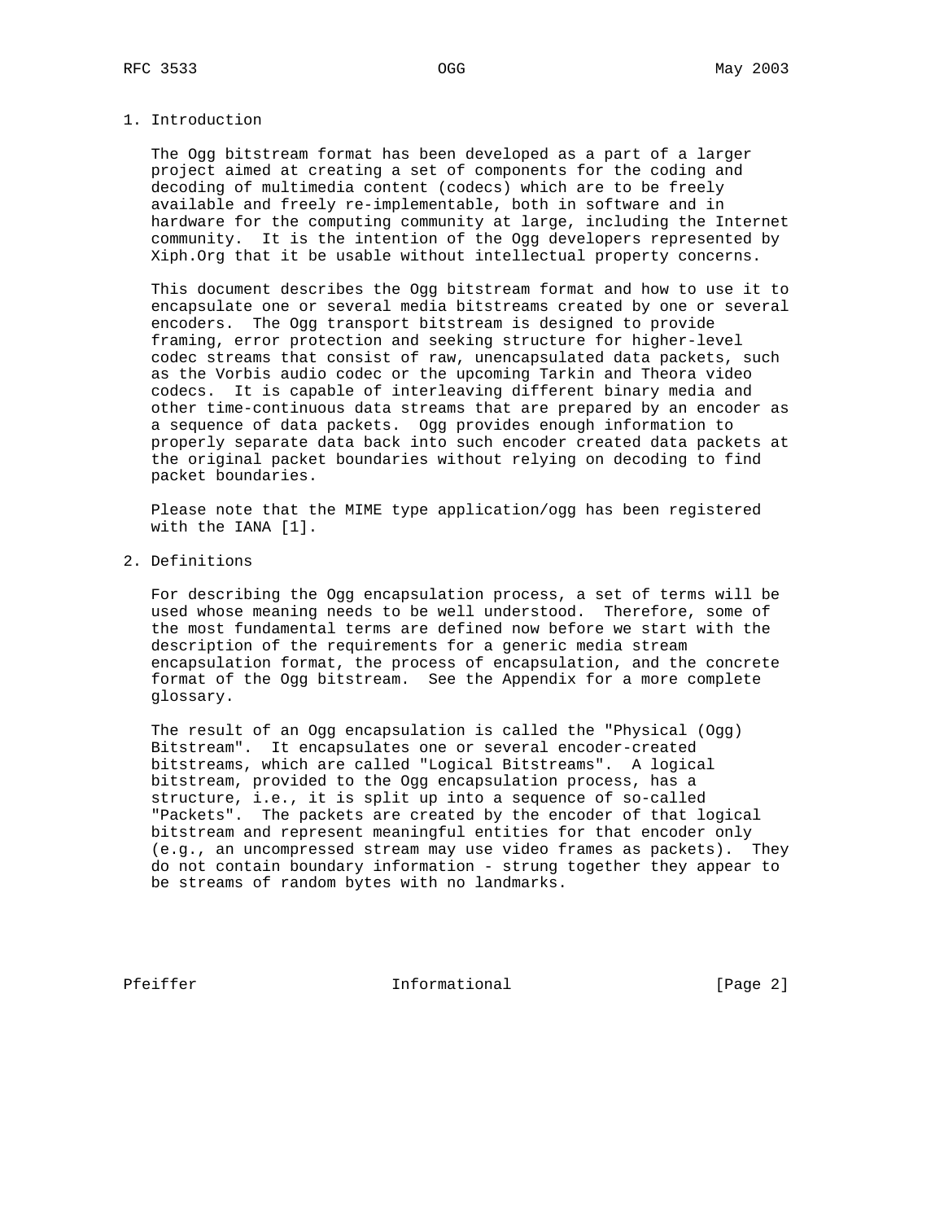## 1. Introduction

The Ogg bitstream format has been developed as a part of a larger project aimed at creating a set of components for the coding and decoding of multimedia content (codecs) which are to be freely available and freely re-implementable, both in software and in hardware for the computing community at large, including the Internet community. It is the intention of the Ogg developers represented by Xiph.Org that it be usable without intellectual property concerns.

This document describes the Ogg bitstream format and how to use it to encapsulate one or several media bitstreams created by one or several encoders. The Ogg transport bitstream is designed to provide framing, error protection and seeking structure for higher-level codec streams that consist of raw, unencapsulated data packets, such as the Vorbis audio codec or the upcoming Tarkin and Theora video codecs. It is capable of interleaving different binary media and other time-continuous data streams that are prepared by an encoder as a sequence of data packets. Ogg provides enough information to properly separate data back into such encoder created data packets at the original packet boundaries without relying on decoding to find packet boundaries.

Please note that the MIME type application/ogg has been registered with the IANA [1].

## 2. Definitions

For describing the Ogg encapsulation process, a set of terms will be used whose meaning needs to be well understood. Therefore, some of the most fundamental terms are defined now before we start with the description of the requirements for a generic media stream encapsulation format, the process of encapsulation, and the concrete format of the Ogg bitstream. See the Appendix for a more complete glossary.

The result of an Ogg encapsulation is called the "Physical (Ogg) Bitstream". It encapsulates one or several encoder-created bitstreams, which are called "Logical Bitstreams". A logical bitstream, provided to the Ogg encapsulation process, has a structure, i.e., it is split up into a sequence of so-called "Packets". The packets are created by the encoder of that logical bitstream and represent meaningful entities for that encoder only (e.g., an uncompressed stream may use video frames as packets). They do not contain boundary information - strung together they appear to be streams of random bytes with no landmarks.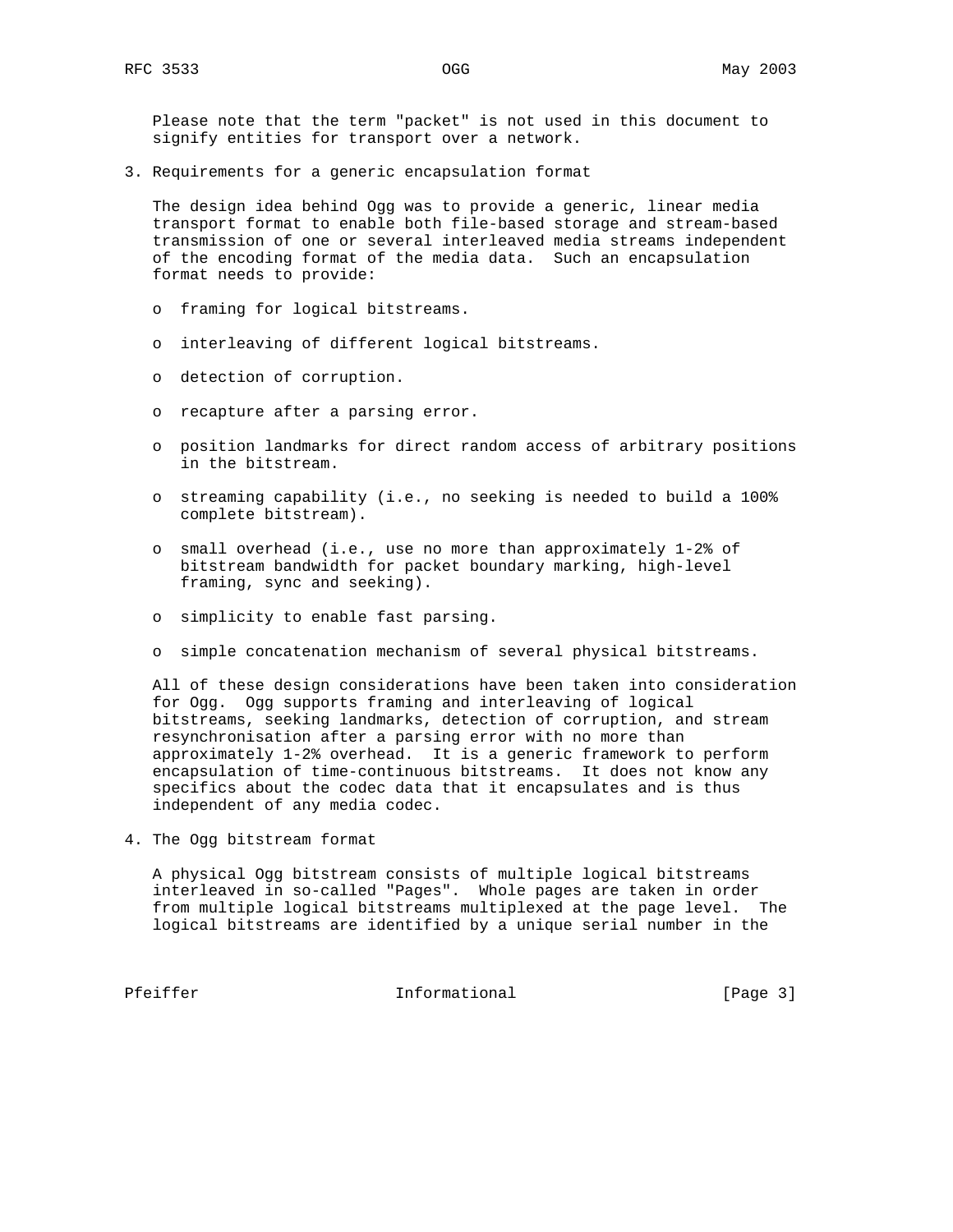Please note that the term "packet" is not used in this document to signify entities for transport over a network.

## 3. Requirements for a generic encapsulation format

The design idea behind Ogg was to provide a generic, linear media transport format to enable both file-based storage and stream-based transmission of one or several interleaved media streams independent of the encoding format of the media data. Such an encapsulation format needs to provide:

- framing for logical bitstreams.
- interleaving of different logical bitstreams.
- detection of corruption.
- recapture after a parsing error.
- position landmarks for direct random access of arbitrary positions in the bitstream.
- streaming capability (i.e., no seeking is needed to build a 100% complete bitstream).
- small overhead (i.e., use no more than approximately 1-2% of bitstream bandwidth for packet boundary marking, high-level framing, sync and seeking).
- simplicity to enable fast parsing.
- simple concatenation mechanism of several physical bitstreams.

All of these design considerations have been taken into consideration for Ogg. Ogg supports framing and interleaving of logical bitstreams, seeking landmarks, detection of corruption, and stream resynchronisation after a parsing error with no more than approximately 1-2% overhead. It is a generic framework to perform encapsulation of time-continuous bitstreams. It does not know any specifics about the codec data that it encapsulates and is thus independent of any media codec.

## 4. The Ogg bitstream format

A physical Ogg bitstream consists of multiple logical bitstreams interleaved in so-called "Pages". Whole pages are taken in order from multiple logical bitstreams multiplexed at the page level. The logical bitstreams are identified by a unique serial number in the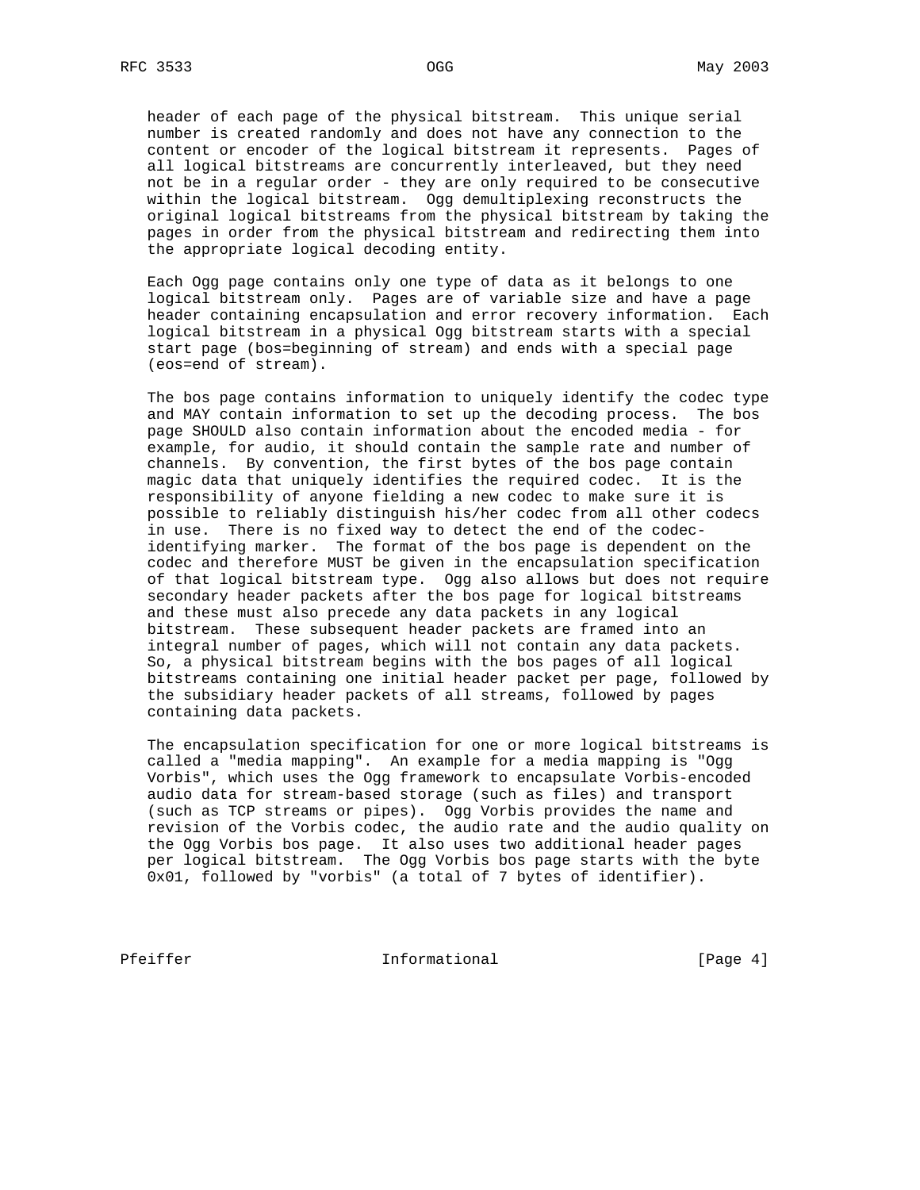header of each page of the physical bitstream. This unique serial number is created randomly and does not have any connection to the content or encoder of the logical bitstream it represents. Pages of all logical bitstreams are concurrently interleaved, but they need not be in a regular order - they are only required to be consecutive within the logical bitstream. Ogg demultiplexing reconstructs the original logical bitstreams from the physical bitstream by taking the pages in order from the physical bitstream and redirecting them into the appropriate logical decoding entity.

Each Ogg page contains only one type of data as it belongs to one logical bitstream only. Pages are of variable size and have a page header containing encapsulation and error recovery information. Each logical bitstream in a physical Ogg bitstream starts with a special start page (bos=beginning of stream) and ends with a special page (eos=end of stream).

The bos page contains information to uniquely identify the codec type and MAY contain information to set up the decoding process. The bos page SHOULD also contain information about the encoded media - for example, for audio, it should contain the sample rate and number of channels. By convention, the first bytes of the bos page contain magic data that uniquely identifies the required codec. It is the responsibility of anyone fielding a new codec to make sure it is possible to reliably distinguish his/her codec from all other codecs in use. There is no fixed way to detect the end of the codec-identifying marker. The format of the bos page is dependent on the codec and therefore MUST be given in the encapsulation specification of that logical bitstream type. Ogg also allows but does not require secondary header packets after the bos page for logical bitstreams and these must also precede any data packets in any logical bitstream. These subsequent header packets are framed into an integral number of pages, which will not contain any data packets. So, a physical bitstream begins with the bos pages of all logical bitstreams containing one initial header packet per page, followed by the subsidiary header packets of all streams, followed by pages containing data packets.

The encapsulation specification for one or more logical bitstreams is called a "media mapping". An example for a media mapping is "Ogg Vorbis", which uses the Ogg framework to encapsulate Vorbis-encoded audio data for stream-based storage (such as files) and transport (such as TCP streams or pipes). Ogg Vorbis provides the name and revision of the Vorbis codec, the audio rate and the audio quality on the Ogg Vorbis bos page. It also uses two additional header pages per logical bitstream. The Ogg Vorbis bos page starts with the byte 0x01, followed by "vorbis" (a total of 7 bytes of identifier).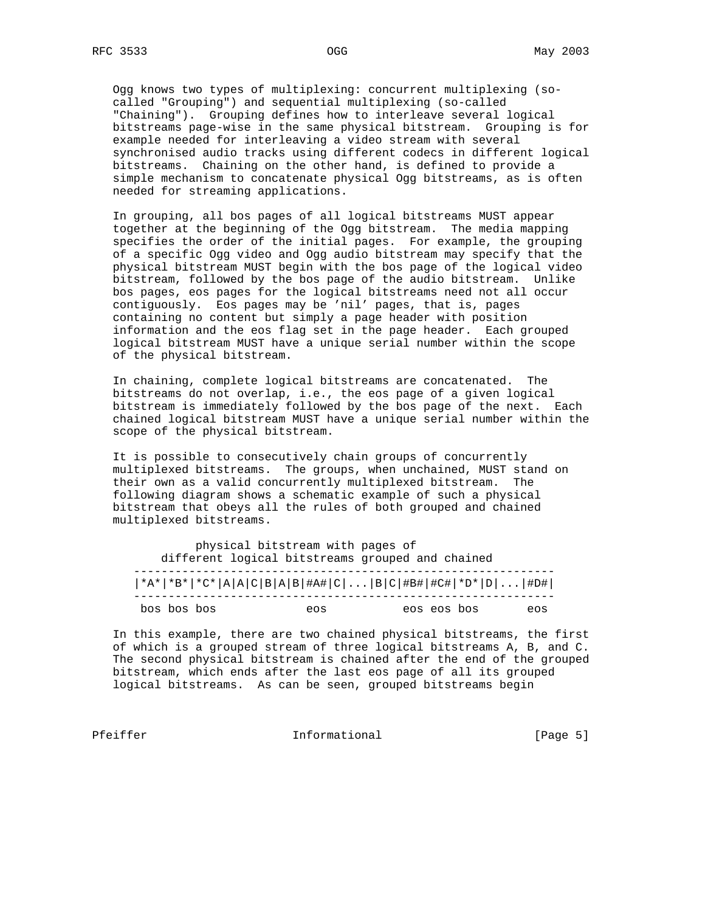Ogg knows two types of multiplexing: concurrent multiplexing (so-called "Grouping") and sequential multiplexing (so-called "Chaining"). Grouping defines how to interleave several logical bitstreams page-wise in the same physical bitstream. Grouping is for example needed for interleaving a video stream with several synchronised audio tracks using different codecs in different logical bitstreams. Chaining on the other hand, is defined to provide a simple mechanism to concatenate physical Ogg bitstreams, as is often needed for streaming applications.

In grouping, all bos pages of all logical bitstreams MUST appear together at the beginning of the Ogg bitstream. The media mapping specifies the order of the initial pages. For example, the grouping of a specific Ogg video and Ogg audio bitstream may specify that the physical bitstream MUST begin with the bos page of the logical video bitstream, followed by the bos page of the audio bitstream. Unlike bos pages, eos pages for the logical bitstreams need not all occur contiguously. Eos pages may be 'nil' pages, that is, pages containing no content but simply a page header with position information and the eos flag set in the page header. Each grouped logical bitstream MUST have a unique serial number within the scope of the physical bitstream.

In chaining, complete logical bitstreams are concatenated. The bitstreams do not overlap, i.e., the eos page of a given logical bitstream is immediately followed by the bos page of the next. Each chained logical bitstream MUST have a unique serial number within the scope of the physical bitstream.

It is possible to consecutively chain groups of concurrently multiplexed bitstreams. The groups, when unchained, MUST stand on their own as a valid concurrently multiplexed bitstream. The following diagram shows a schematic example of such a physical bitstream that obeys all the rules of both grouped and chained multiplexed bitstreams.

```
              physical bitstream with pages of
         different logical bitstreams grouped and chained
    -------------------------------------------------------------
    |*A*|*B*|*C*|A|A|C|B|A|B|#A#|C|...|B|C|#B#|#C#|*D*|D|...|#D#|
    -------------------------------------------------------------
     bos bos bos             eos           eos eos bos       eos
```

In this example, there are two chained physical bitstreams, the first of which is a grouped stream of three logical bitstreams A, B, and C. The second physical bitstream is chained after the end of the grouped bitstream, which ends after the last eos page of all its grouped logical bitstreams. As can be seen, grouped bitstreams begin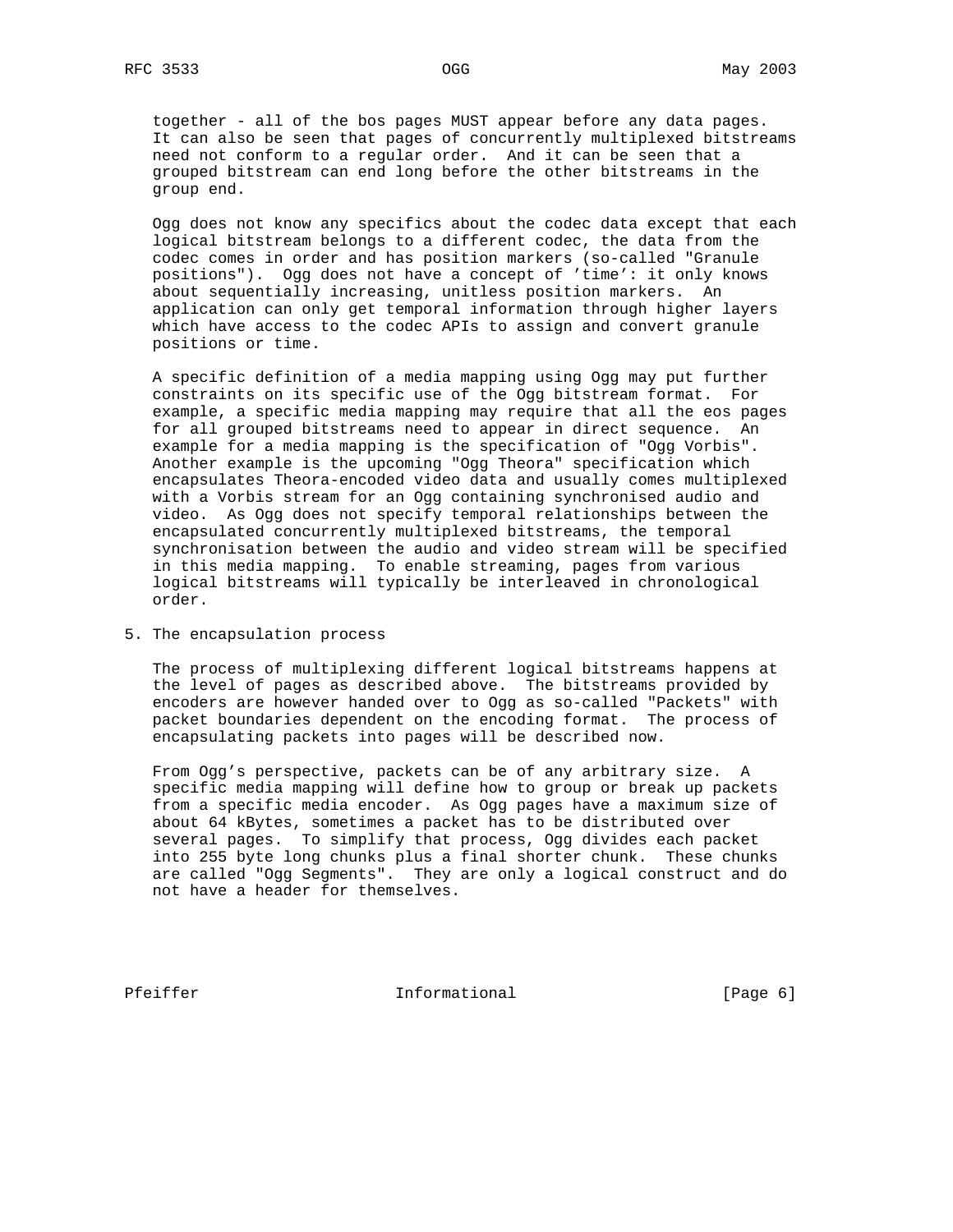together - all of the bos pages MUST appear before any data pages. It can also be seen that pages of concurrently multiplexed bitstreams need not conform to a regular order. And it can be seen that a grouped bitstream can end long before the other bitstreams in the group end.

Ogg does not know any specifics about the codec data except that each logical bitstream belongs to a different codec, the data from the codec comes in order and has position markers (so-called "Granule positions"). Ogg does not have a concept of 'time': it only knows about sequentially increasing, unitless position markers. An application can only get temporal information through higher layers which have access to the codec APIs to assign and convert granule positions or time.

A specific definition of a media mapping using Ogg may put further constraints on its specific use of the Ogg bitstream format. For example, a specific media mapping may require that all the eos pages for all grouped bitstreams need to appear in direct sequence. An example for a media mapping is the specification of "Ogg Vorbis". Another example is the upcoming "Ogg Theora" specification which encapsulates Theora-encoded video data and usually comes multiplexed with a Vorbis stream for an Ogg containing synchronised audio and video. As Ogg does not specify temporal relationships between the encapsulated concurrently multiplexed bitstreams, the temporal synchronisation between the audio and video stream will be specified in this media mapping. To enable streaming, pages from various logical bitstreams will typically be interleaved in chronological order.

## 5. The encapsulation process

The process of multiplexing different logical bitstreams happens at the level of pages as described above. The bitstreams provided by encoders are however handed over to Ogg as so-called "Packets" with packet boundaries dependent on the encoding format. The process of encapsulating packets into pages will be described now.

From Ogg's perspective, packets can be of any arbitrary size. A specific media mapping will define how to group or break up packets from a specific media encoder. As Ogg pages have a maximum size of about 64 kBytes, sometimes a packet has to be distributed over several pages. To simplify that process, Ogg divides each packet into 255 byte long chunks plus a final shorter chunk. These chunks are called "Ogg Segments". They are only a logical construct and do not have a header for themselves.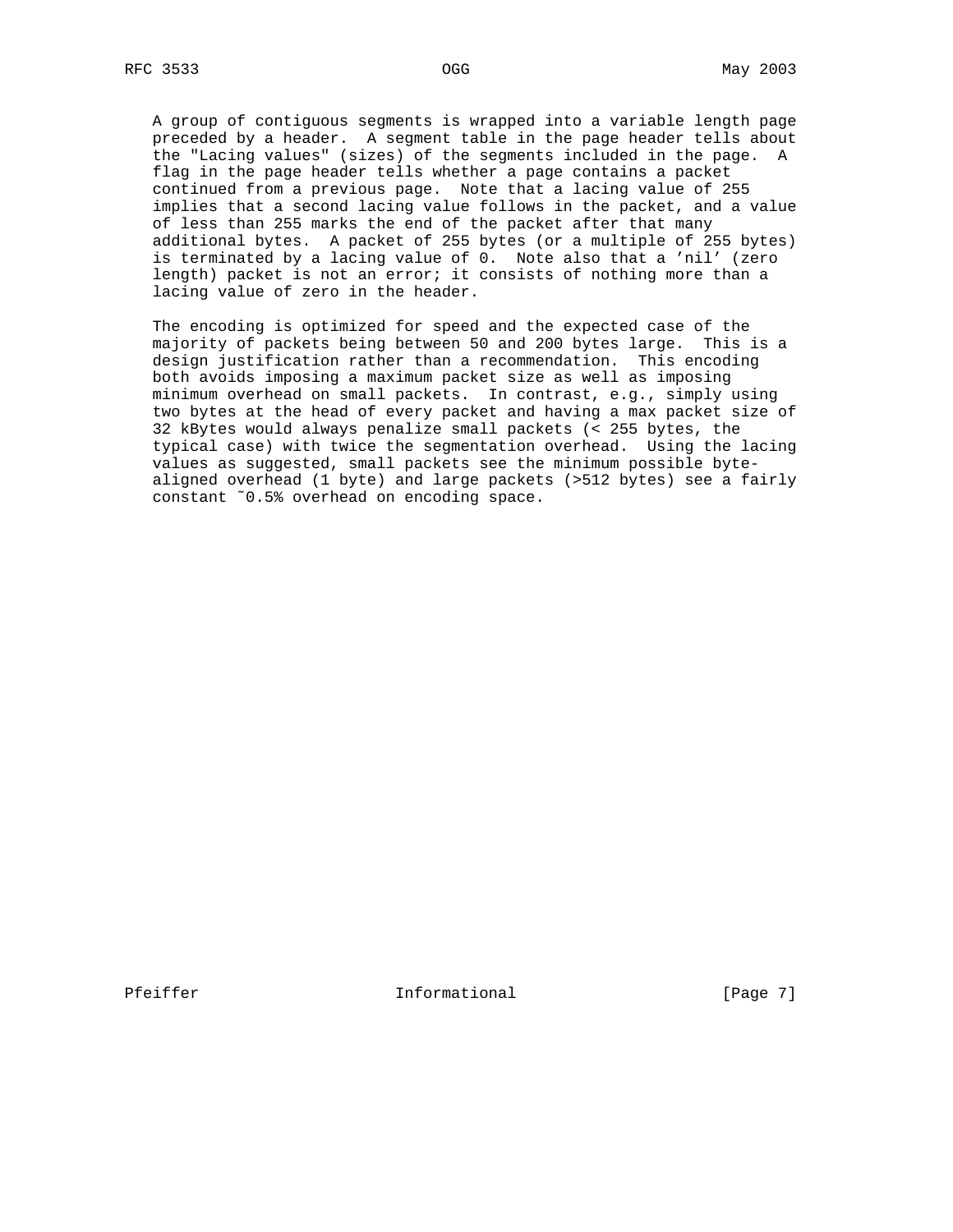A group of contiguous segments is wrapped into a variable length page preceded by a header. A segment table in the page header tells about the "Lacing values" (sizes) of the segments included in the page. A flag in the page header tells whether a page contains a packet continued from a previous page. Note that a lacing value of 255 implies that a second lacing value follows in the packet, and a value of less than 255 marks the end of the packet after that many additional bytes. A packet of 255 bytes (or a multiple of 255 bytes) is terminated by a lacing value of 0. Note also that a 'nil' (zero length) packet is not an error; it consists of nothing more than a lacing value of zero in the header.

The encoding is optimized for speed and the expected case of the majority of packets being between 50 and 200 bytes large. This is a design justification rather than a recommendation. This encoding both avoids imposing a maximum packet size as well as imposing minimum overhead on small packets. In contrast, e.g., simply using two bytes at the head of every packet and having a max packet size of 32 kBytes would always penalize small packets (< 255 bytes, the typical case) with twice the segmentation overhead. Using the lacing values as suggested, small packets see the minimum possible byte-aligned overhead (1 byte) and large packets (>512 bytes) see a fairly constant ~0.5% overhead on encoding space.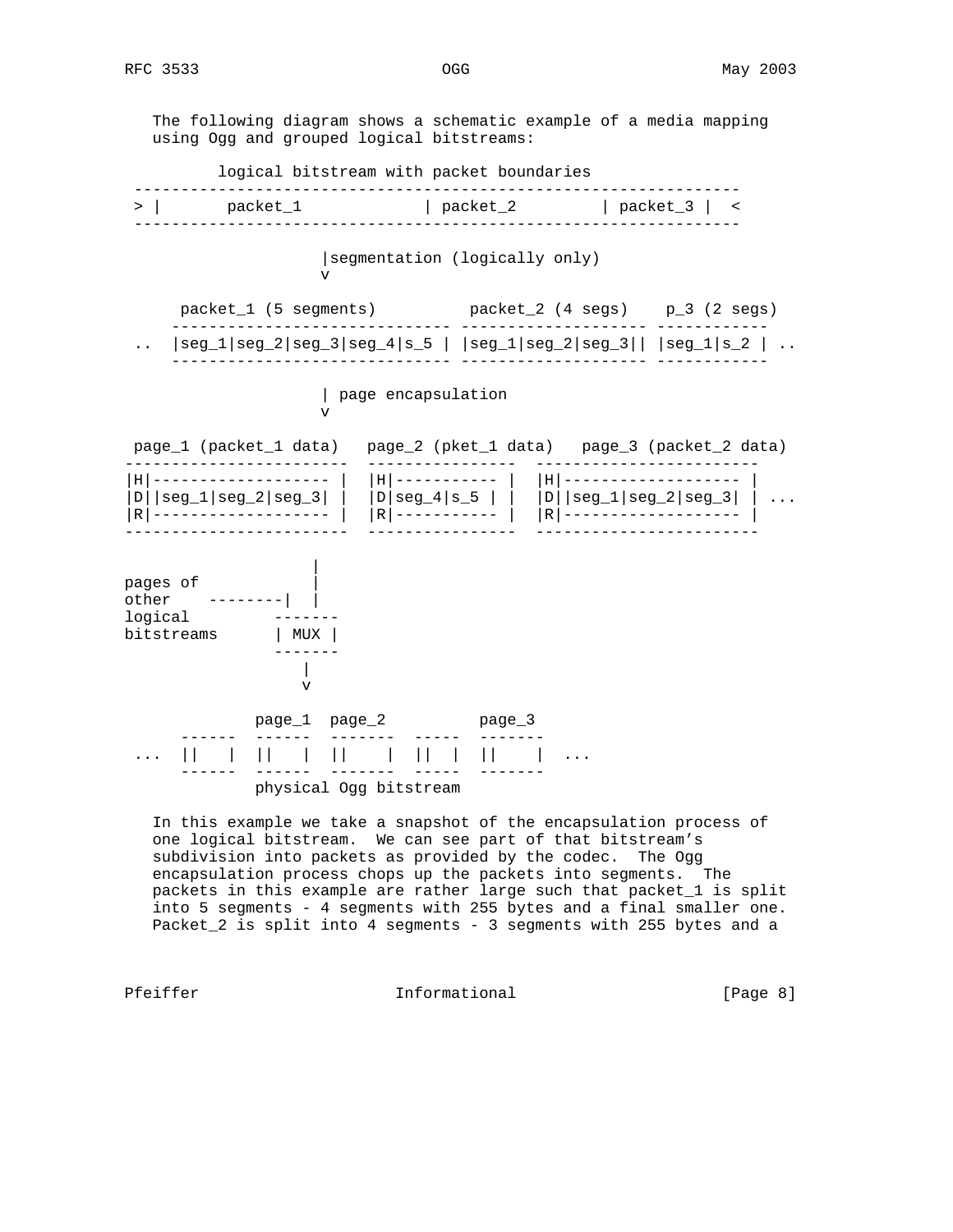The following diagram shows a schematic example of a media mapping using Ogg and grouped logical bitstreams:

```
          logical bitstream with packet boundaries
 -----------------------------------------------------------------
 > |       packet_1             | packet_2         | packet_3 |  <
 -----------------------------------------------------------------

                     |segmentation (logically only)
                     v

      packet_1 (5 segments)          packet_2 (4 segs)    p_3 (2 segs)
     ------------------------------ -------------------- ------------
 ..  |seg_1|seg_2|seg_3|seg_4|s_5 | |seg_1|seg_2|seg_3|| |seg_1|s_2 | ..
     ------------------------------ -------------------- ------------

                     | page encapsulation
                     v

 page_1 (packet_1 data)   page_2 (pket_1 data)   page_3 (packet_2 data)
------------------------  ----------------  ------------------------
|H|------------------- |  |H|----------- |  |H|------------------- |
|D||seg_1|seg_2|seg_3| |  |D|seg_4|s_5 | |  |D||seg_1|seg_2|seg_3| | ...
|R|------------------- |  |R|----------- |  |R|------------------- |
------------------------  ----------------  ------------------------

                    |
pages of            |
other    --------|  |
logical         -------
bitstreams      | MUX |
                -------
                   |
                   v

              page_1  page_2          page_3
      ------  ------  -------  -----  -------
 ...  ||   |  ||   |  ||    |  ||  |  ||    |  ...
      ------  ------  -------  -----  -------
              physical Ogg bitstream
```

In this example we take a snapshot of the encapsulation process of one logical bitstream. We can see part of that bitstream's subdivision into packets as provided by the codec. The Ogg encapsulation process chops up the packets into segments. The packets in this example are rather large such that packet_1 is split into 5 segments - 4 segments with 255 bytes and a final smaller one. Packet_2 is split into 4 segments - 3 segments with 255 bytes and a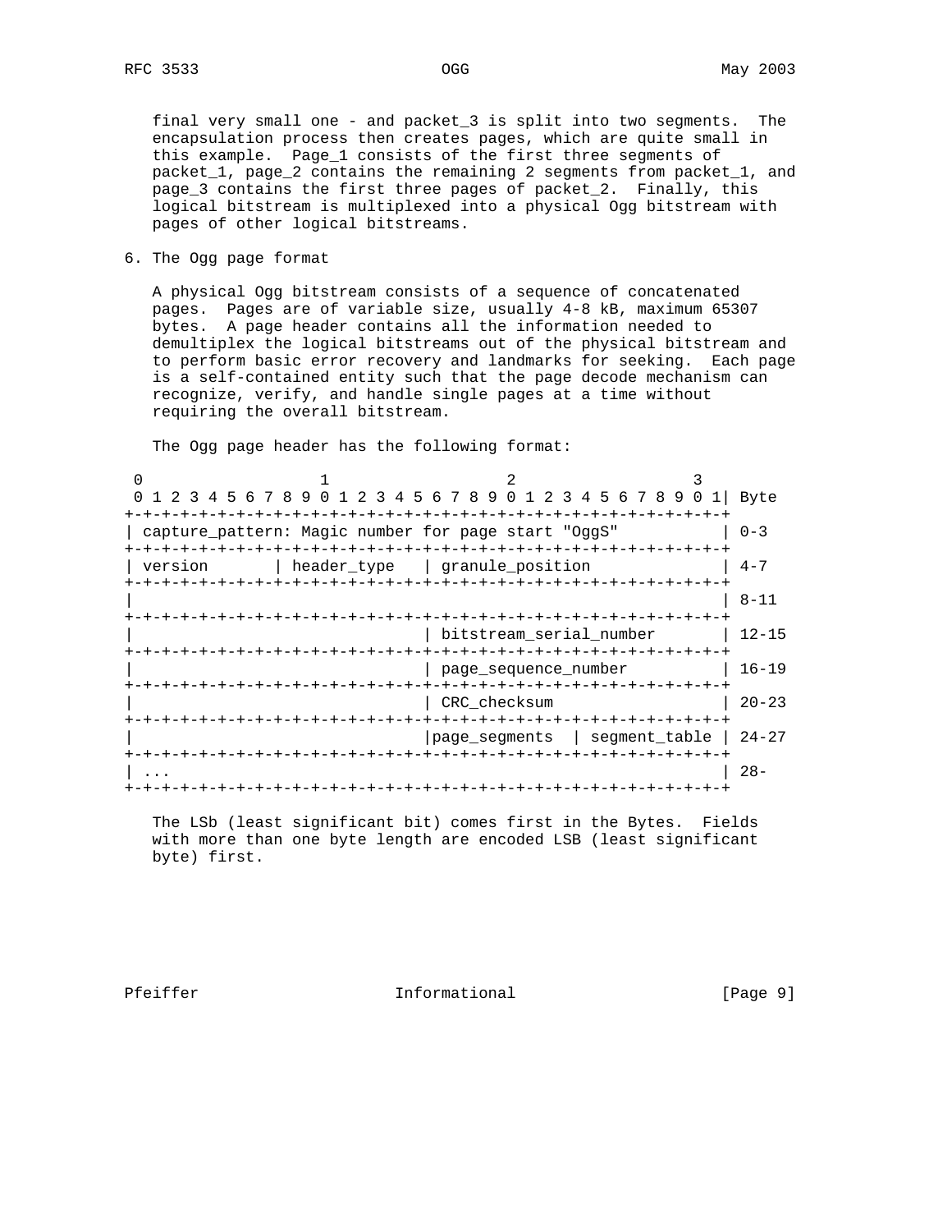final very small one - and packet_3 is split into two segments. The encapsulation process then creates pages, which are quite small in this example. Page_1 consists of the first three segments of packet_1, page_2 contains the remaining 2 segments from packet_1, and page_3 contains the first three pages of packet_2. Finally, this logical bitstream is multiplexed into a physical Ogg bitstream with pages of other logical bitstreams.

## 6. The Ogg page format

A physical Ogg bitstream consists of a sequence of concatenated pages. Pages are of variable size, usually 4-8 kB, maximum 65307 bytes. A page header contains all the information needed to demultiplex the logical bitstreams out of the physical bitstream and to perform basic error recovery and landmarks for seeking. Each page is a self-contained entity such that the page decode mechanism can recognize, verify, and handle single pages at a time without requiring the overall bitstream.

The Ogg page header has the following format:

```
 0                   1                   2                   3
 0 1 2 3 4 5 6 7 8 9 0 1 2 3 4 5 6 7 8 9 0 1 2 3 4 5 6 7 8 9 0 1| Byte
+-+-+-+-+-+-+-+-+-+-+-+-+-+-+-+-+-+-+-+-+-+-+-+-+-+-+-+-+-+-+-+-+
| capture_pattern: Magic number for page start "OggS"           | 0-3
+-+-+-+-+-+-+-+-+-+-+-+-+-+-+-+-+-+-+-+-+-+-+-+-+-+-+-+-+-+-+-+-+
| version       | header_type   | granule_position              | 4-7
+-+-+-+-+-+-+-+-+-+-+-+-+-+-+-+-+-+-+-+-+-+-+-+-+-+-+-+-+-+-+-+-+
|                                                               | 8-11
+-+-+-+-+-+-+-+-+-+-+-+-+-+-+-+-+-+-+-+-+-+-+-+-+-+-+-+-+-+-+-+-+
|                               | bitstream_serial_number       | 12-15
+-+-+-+-+-+-+-+-+-+-+-+-+-+-+-+-+-+-+-+-+-+-+-+-+-+-+-+-+-+-+-+-+
|                               | page_sequence_number          | 16-19
+-+-+-+-+-+-+-+-+-+-+-+-+-+-+-+-+-+-+-+-+-+-+-+-+-+-+-+-+-+-+-+-+
|                               | CRC_checksum                  | 20-23
+-+-+-+-+-+-+-+-+-+-+-+-+-+-+-+-+-+-+-+-+-+-+-+-+-+-+-+-+-+-+-+-+
|                               |page_segments  | segment_table | 24-27
+-+-+-+-+-+-+-+-+-+-+-+-+-+-+-+-+-+-+-+-+-+-+-+-+-+-+-+-+-+-+-+-+
| ...                                                           | 28-
+-+-+-+-+-+-+-+-+-+-+-+-+-+-+-+-+-+-+-+-+-+-+-+-+-+-+-+-+-+-+-+-+
```

The LSb (least significant bit) comes first in the Bytes. Fields with more than one byte length are encoded LSB (least significant byte) first.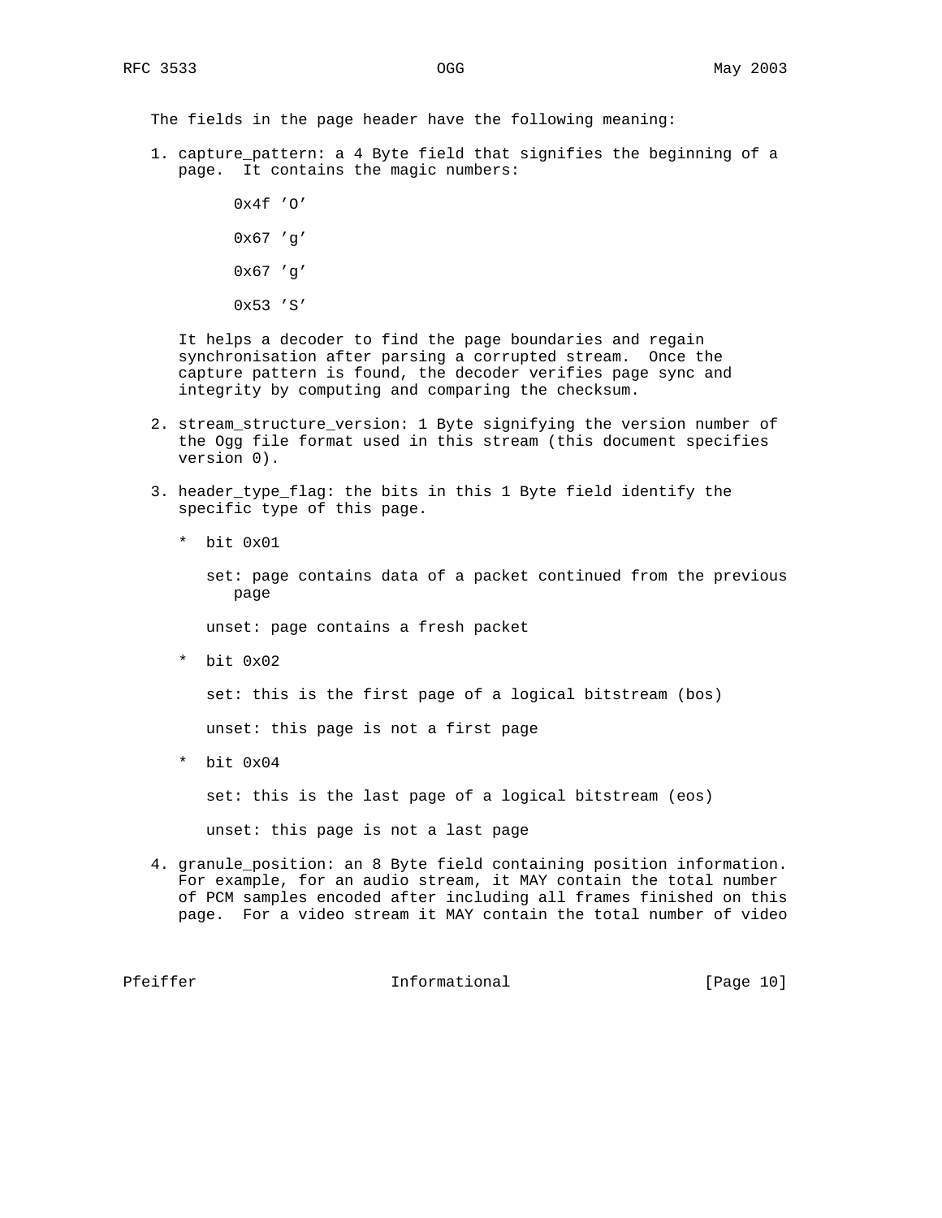The fields in the page header have the following meaning:

1. capture_pattern: a 4 Byte field that signifies the beginning of a page. It contains the magic numbers:

   0x4f 'O'

   0x67 'g'

   0x67 'g'

   0x53 'S'

   It helps a decoder to find the page boundaries and regain synchronisation after parsing a corrupted stream. Once the capture pattern is found, the decoder verifies page sync and integrity by computing and comparing the checksum.

2. stream_structure_version: 1 Byte signifying the version number of the Ogg file format used in this stream (this document specifies version 0).

3. header_type_flag: the bits in this 1 Byte field identify the specific type of this page.

   * bit 0x01

     set: page contains data of a packet continued from the previous page

     unset: page contains a fresh packet

   * bit 0x02

     set: this is the first page of a logical bitstream (bos)

     unset: this page is not a first page

   * bit 0x04

     set: this is the last page of a logical bitstream (eos)

     unset: this page is not a last page

4. granule_position: an 8 Byte field containing position information. For example, for an audio stream, it MAY contain the total number of PCM samples encoded after including all frames finished on this page. For a video stream it MAY contain the total number of video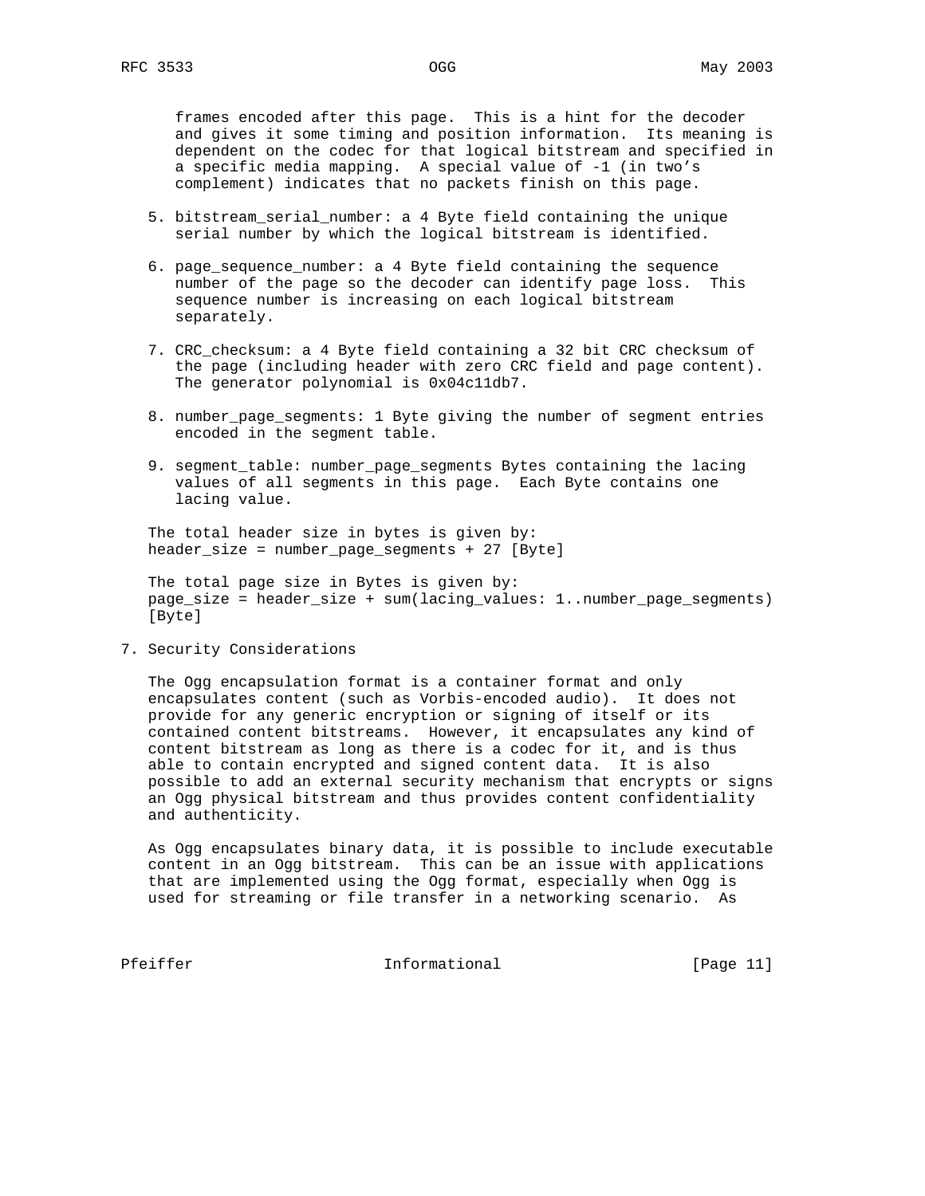frames encoded after this page. This is a hint for the decoder and gives it some timing and position information. Its meaning is dependent on the codec for that logical bitstream and specified in a specific media mapping. A special value of -1 (in two's complement) indicates that no packets finish on this page.

5. bitstream_serial_number: a 4 Byte field containing the unique serial number by which the logical bitstream is identified.

6. page_sequence_number: a 4 Byte field containing the sequence number of the page so the decoder can identify page loss. This sequence number is increasing on each logical bitstream separately.

7. CRC_checksum: a 4 Byte field containing a 32 bit CRC checksum of the page (including header with zero CRC field and page content). The generator polynomial is 0x04c11db7.

8. number_page_segments: 1 Byte giving the number of segment entries encoded in the segment table.

9. segment_table: number_page_segments Bytes containing the lacing values of all segments in this page. Each Byte contains one lacing value.

The total header size in bytes is given by:
header_size = number_page_segments + 27 [Byte]

The total page size in Bytes is given by:
page_size = header_size + sum(lacing_values: 1..number_page_segments) [Byte]

## 7. Security Considerations

The Ogg encapsulation format is a container format and only encapsulates content (such as Vorbis-encoded audio). It does not provide for any generic encryption or signing of itself or its contained content bitstreams. However, it encapsulates any kind of content bitstream as long as there is a codec for it, and is thus able to contain encrypted and signed content data. It is also possible to add an external security mechanism that encrypts or signs an Ogg physical bitstream and thus provides content confidentiality and authenticity.

As Ogg encapsulates binary data, it is possible to include executable content in an Ogg bitstream. This can be an issue with applications that are implemented using the Ogg format, especially when Ogg is used for streaming or file transfer in a networking scenario. As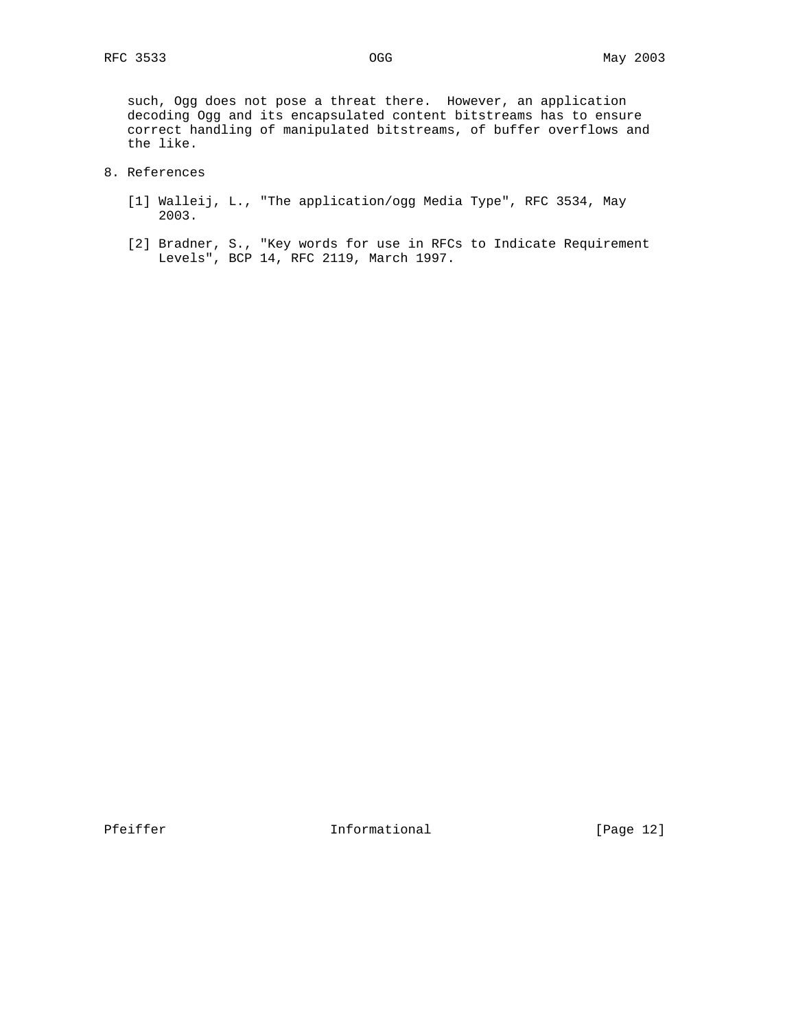such, Ogg does not pose a threat there. However, an application decoding Ogg and its encapsulated content bitstreams has to ensure correct handling of manipulated bitstreams, of buffer overflows and the like.

## 8. References

[1] Walleij, L., "The application/ogg Media Type", RFC 3534, May 2003.

[2] Bradner, S., "Key words for use in RFCs to Indicate Requirement Levels", BCP 14, RFC 2119, March 1997.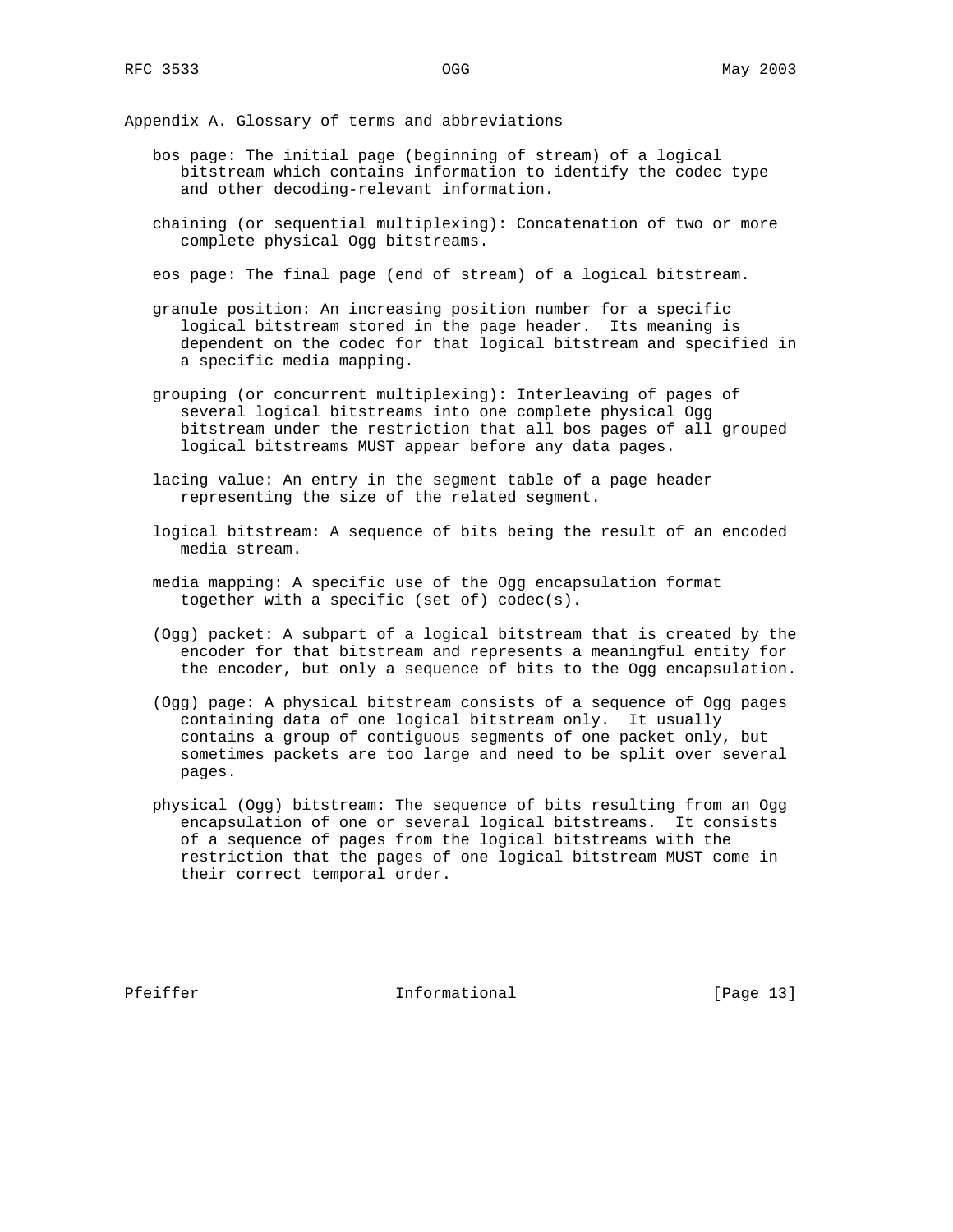## Appendix A. Glossary of terms and abbreviations

bos page: The initial page (beginning of stream) of a logical bitstream which contains information to identify the codec type and other decoding-relevant information.

chaining (or sequential multiplexing): Concatenation of two or more complete physical Ogg bitstreams.

eos page: The final page (end of stream) of a logical bitstream.

granule position: An increasing position number for a specific logical bitstream stored in the page header. Its meaning is dependent on the codec for that logical bitstream and specified in a specific media mapping.

grouping (or concurrent multiplexing): Interleaving of pages of several logical bitstreams into one complete physical Ogg bitstream under the restriction that all bos pages of all grouped logical bitstreams MUST appear before any data pages.

lacing value: An entry in the segment table of a page header representing the size of the related segment.

logical bitstream: A sequence of bits being the result of an encoded media stream.

media mapping: A specific use of the Ogg encapsulation format together with a specific (set of) codec(s).

(Ogg) packet: A subpart of a logical bitstream that is created by the encoder for that bitstream and represents a meaningful entity for the encoder, but only a sequence of bits to the Ogg encapsulation.

(Ogg) page: A physical bitstream consists of a sequence of Ogg pages containing data of one logical bitstream only. It usually contains a group of contiguous segments of one packet only, but sometimes packets are too large and need to be split over several pages.

physical (Ogg) bitstream: The sequence of bits resulting from an Ogg encapsulation of one or several logical bitstreams. It consists of a sequence of pages from the logical bitstreams with the restriction that the pages of one logical bitstream MUST come in their correct temporal order.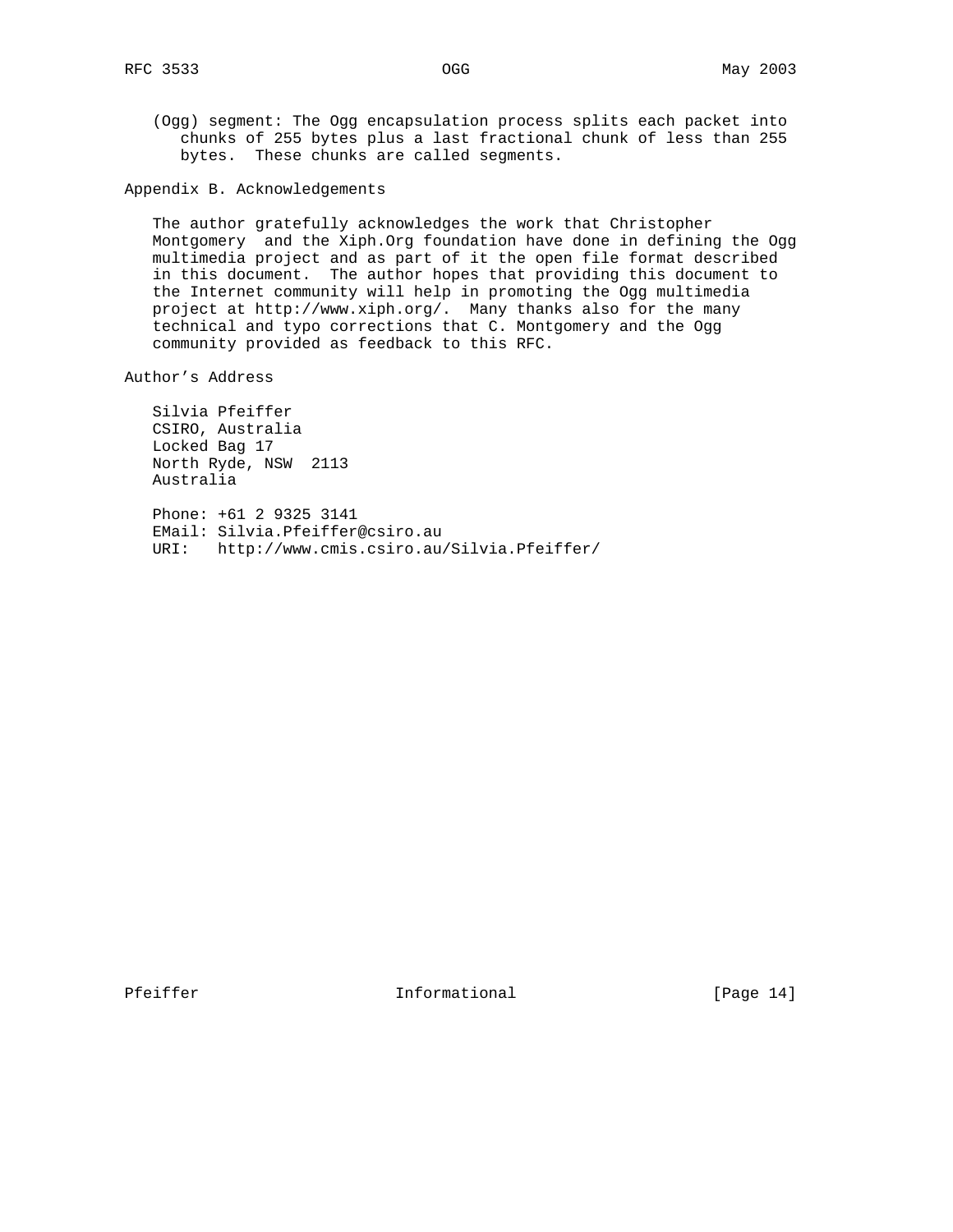(Ogg) segment: The Ogg encapsulation process splits each packet into chunks of 255 bytes plus a last fractional chunk of less than 255 bytes. These chunks are called segments.

## Appendix B. Acknowledgements

The author gratefully acknowledges the work that Christopher Montgomery and the Xiph.Org foundation have done in defining the Ogg multimedia project and as part of it the open file format described in this document. The author hopes that providing this document to the Internet community will help in promoting the Ogg multimedia project at http://www.xiph.org/. Many thanks also for the many technical and typo corrections that C. Montgomery and the Ogg community provided as feedback to this RFC.

## Author's Address

Silvia Pfeiffer
CSIRO, Australia
Locked Bag 17
North Ryde, NSW 2113
Australia

Phone: +61 2 9325 3141
EMail: Silvia.Pfeiffer@csiro.au
URI: http://www.cmis.csiro.au/Silvia.Pfeiffer/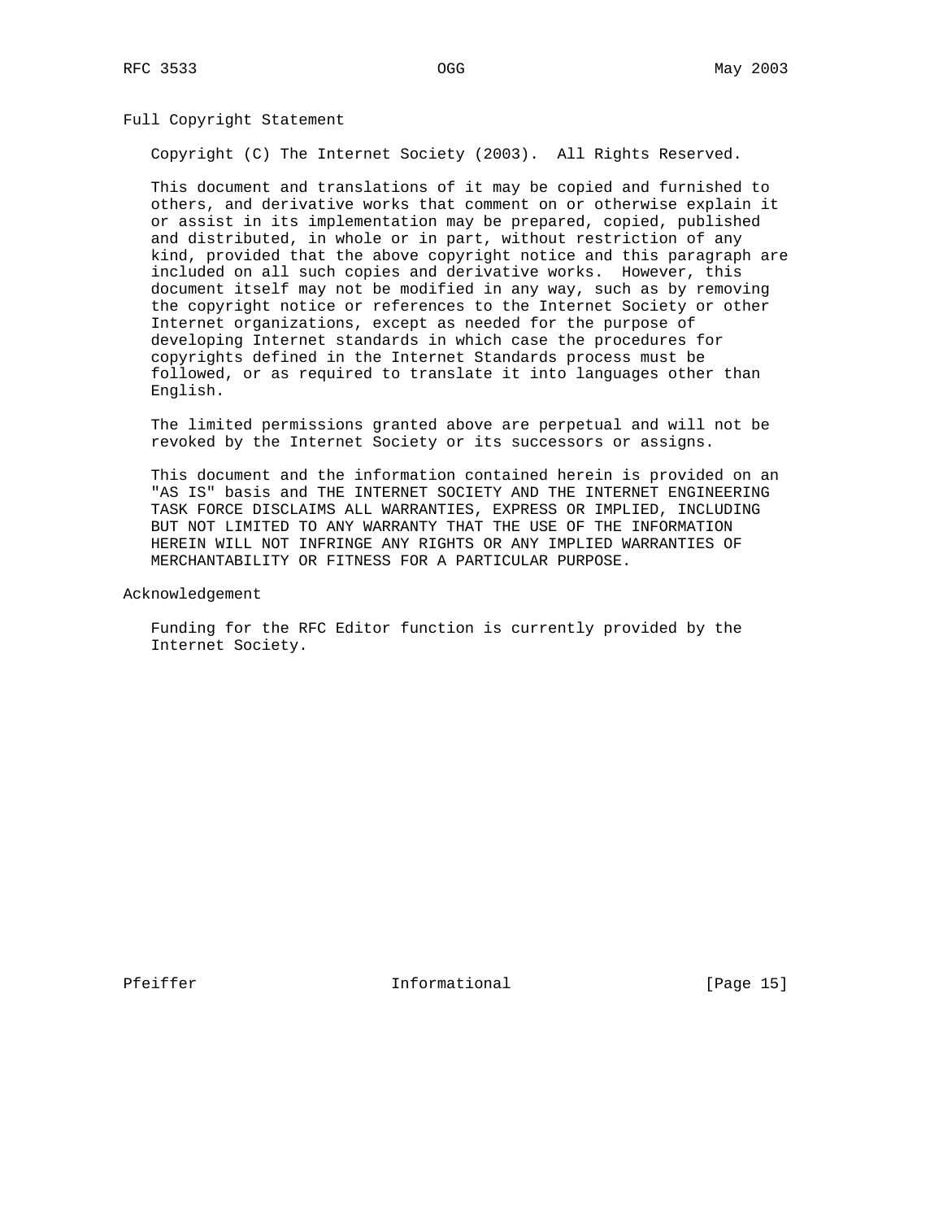## Full Copyright Statement

Copyright (C) The Internet Society (2003). All Rights Reserved.

This document and translations of it may be copied and furnished to others, and derivative works that comment on or otherwise explain it or assist in its implementation may be prepared, copied, published and distributed, in whole or in part, without restriction of any kind, provided that the above copyright notice and this paragraph are included on all such copies and derivative works. However, this document itself may not be modified in any way, such as by removing the copyright notice or references to the Internet Society or other Internet organizations, except as needed for the purpose of developing Internet standards in which case the procedures for copyrights defined in the Internet Standards process must be followed, or as required to translate it into languages other than English.

The limited permissions granted above are perpetual and will not be revoked by the Internet Society or its successors or assigns.

This document and the information contained herein is provided on an "AS IS" basis and THE INTERNET SOCIETY AND THE INTERNET ENGINEERING TASK FORCE DISCLAIMS ALL WARRANTIES, EXPRESS OR IMPLIED, INCLUDING BUT NOT LIMITED TO ANY WARRANTY THAT THE USE OF THE INFORMATION HEREIN WILL NOT INFRINGE ANY RIGHTS OR ANY IMPLIED WARRANTIES OF MERCHANTABILITY OR FITNESS FOR A PARTICULAR PURPOSE.

## Acknowledgement

Funding for the RFC Editor function is currently provided by the Internet Society.